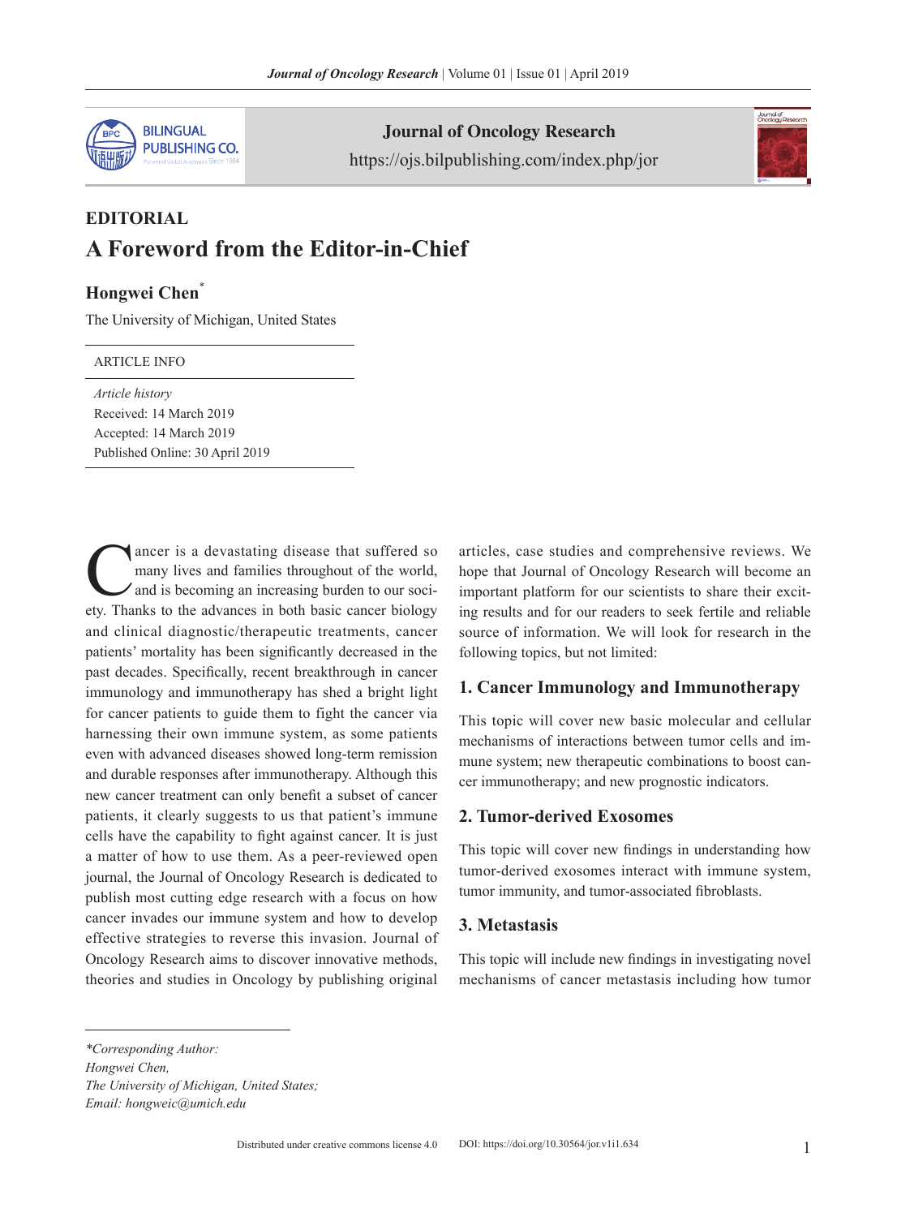Journal of Oncology Research

https://ojs.bilpublishing.com/index.php/jor

**EDITORIAL**

# A Foreword from the Editor-in-Chief

**Hongwei Chen***

The University of Michigan, United States

ARTICLE INFO

*Article history*

Received: 14 March 2019

Accepted: 14 March 2019

Published Online: 30 April 2019

Cancer is a devastating disease that suffered so many lives and families throughout of the world, and is becoming an increasing burden to our society. Thanks to the advances in both basic cancer biology and clinical diagnostic/therapeutic treatments, cancer patients' mortality has been significantly decreased in the past decades. Specifically, recent breakthrough in cancer immunology and immunotherapy has shed a bright light for cancer patients to guide them to fight the cancer via harnessing their own immune system, as some patients even with advanced diseases showed long-term remission and durable responses after immunotherapy. Although this new cancer treatment can only benefit a subset of cancer patients, it clearly suggests to us that patient's immune cells have the capability to fight against cancer. It is just a matter of how to use them. As a peer-reviewed open journal, the Journal of Oncology Research is dedicated to publish most cutting edge research with a focus on how cancer invades our immune system and how to develop effective strategies to reverse this invasion. Journal of Oncology Research aims to discover innovative methods, theories and studies in Oncology by publishing original articles, case studies and comprehensive reviews. We hope that Journal of Oncology Research will become an important platform for our scientists to share their exciting results and for our readers to seek fertile and reliable source of information. We will look for research in the following topics, but not limited:

## 1. Cancer Immunology and Immunotherapy

This topic will cover new basic molecular and cellular mechanisms of interactions between tumor cells and immune system; new therapeutic combinations to boost cancer immunotherapy; and new prognostic indicators.

## 2. Tumor-derived Exosomes

This topic will cover new findings in understanding how tumor-derived exosomes interact with immune system, tumor immunity, and tumor-associated fibroblasts.

## 3. Metastasis

This topic will include new findings in investigating novel mechanisms of cancer metastasis including how tumor

*\*Corresponding Author:*
*Hongwei Chen,*
*The University of Michigan, United States;*
*Email: hongweic@umich.edu*

Distributed under creative commons license 4.0

DOI: https://doi.org/10.30564/jor.v1i1.634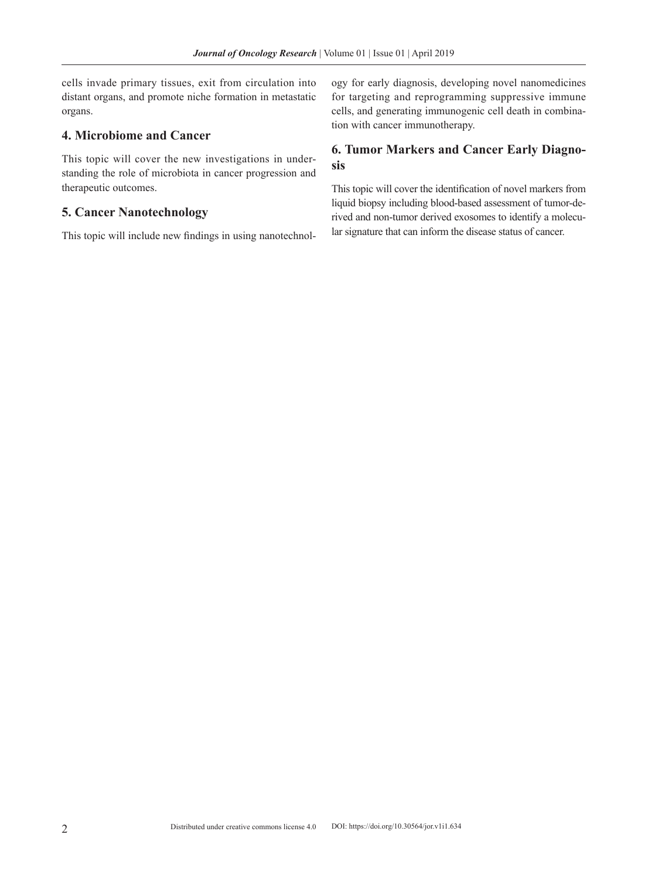cells invade primary tissues, exit from circulation into distant organs, and promote niche formation in metastatic organs.

## 4. Microbiome and Cancer

This topic will cover the new investigations in understanding the role of microbiota in cancer progression and therapeutic outcomes.

## 5. Cancer Nanotechnology

This topic will include new findings in using nanotechnology for early diagnosis, developing novel nanomedicines for targeting and reprogramming suppressive immune cells, and generating immunogenic cell death in combination with cancer immunotherapy.

## 6. Tumor Markers and Cancer Early Diagnosis

This topic will cover the identification of novel markers from liquid biopsy including blood-based assessment of tumor-derived and non-tumor derived exosomes to identify a molecular signature that can inform the disease status of cancer.